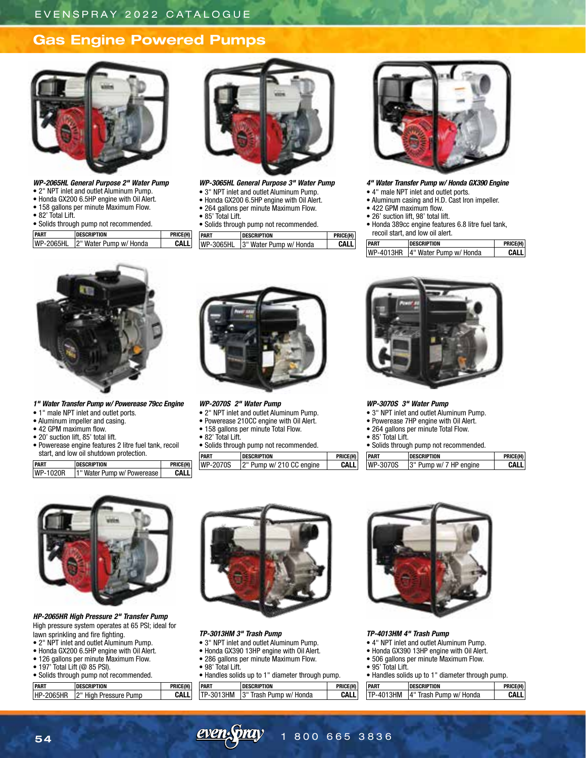# Gas Engine Powered Pumps

### *WP-2065HL General Purpose 2" Water Pump*

- 2" NPT inlet and outlet Aluminum Pump.
- Honda GX200 6.5HP engine with Oil Alert.
- 158 gallons per minute Maximum Flow.
- 82' Total Lift.
- Solids through pump not recommended.

| PART | DESCRIPTION | PRICE(H) |
|---|---|---|
| WP-2065HL | 2" Water Pump w/ Honda | CALL |

### *WP-3065HL General Purpose 3" Water Pump*

- 3" NPT inlet and outlet Aluminum Pump.
- Honda GX200 6.5HP engine with Oil Alert.
- 264 gallons per minute Maximum Flow.
- 85' Total Lift.
- Solids through pump not recommended.

| PART | DESCRIPTION | PRICE(H) |
|---|---|---|
| WP-3065HL | 3" Water Pump w/ Honda | CALL |

### *4" Water Transfer Pump w/ Honda GX390 Engine*

- 4" male NPT inlet and outlet ports.
- Aluminum casing and H.D. Cast Iron impeller.
- 422 GPM maximum flow.
- 26' suction lift, 98' total lift.
- Honda 389cc engine features 6.8 litre fuel tank, recoil start, and low oil alert.

| PART | DESCRIPTION | PRICE(H) |
|---|---|---|
| WP-4013HR | 4" Water Pump w/ Honda | CALL |

### *1" Water Transfer Pump w/ Powerease 79cc Engine*

- 1" male NPT inlet and outlet ports.
- Aluminum impeller and casing.
- 42 GPM maximum flow.
- 20' suction lift, 85' total lift.
- Powerease engine features 2 litre fuel tank, recoil start, and low oil shutdown protection.

| PART | DESCRIPTION | PRICE(H) |
|---|---|---|
| WP-1020R | 1" Water Pump w/ Powerease | CALL |

### *WP-2070S 2" Water Pump*

- 2" NPT inlet and outlet Aluminum Pump.
- Powerease 210CC engine with Oil Alert.
- 158 gallons per minute Total Flow.
- 82' Total Lift.
- Solids through pump not recommended.

| PART | DESCRIPTION | PRICE(H) |
|---|---|---|
| WP-2070S | 2" Pump w/ 210 CC engine | CALL |

### *WP-3070S 3" Water Pump*

- 3" NPT inlet and outlet Aluminum Pump.
- Powerease 7HP engine with Oil Alert.
- 264 gallons per minute Total Flow.
- 85' Total Lift.
- Solids through pump not recommended.

| PART | DESCRIPTION | PRICE(H) |
|---|---|---|
| WP-3070S | 3" Pump w/ 7 HP engine | CALL |

### *HP-2065HR High Pressure 2" Transfer Pump*

High pressure system operates at 65 PSI; ideal for lawn sprinkling and fire fighting.

- 2" NPT inlet and outlet Aluminum Pump.
- Honda GX200 6.5HP engine with Oil Alert.
- 126 gallons per minute Maximum Flow.
- 197' Total Lift (@ 85 PSI).
- Solids through pump not recommended.

| PART | DESCRIPTION | PRICE(H) |
|---|---|---|
| HP-2065HR | 2" High Pressure Pump | CALL |

### *TP-3013HM 3" Trash Pump*

- 3" NPT inlet and outlet Aluminum Pump.
- Honda GX390 13HP engine with Oil Alert.
- 286 gallons per minute Maximum Flow.
- 98' Total Lift.
- Handles solids up to 1" diameter through pump.

| PART | DESCRIPTION | PRICE(H) |
|---|---|---|
| TP-3013HM | 3" Trash Pump w/ Honda | CALL |

### *TP-4013HM 4" Trash Pump*

- 4" NPT inlet and outlet Aluminum Pump.
- Honda GX390 13HP engine with Oil Alert.
- 506 gallons per minute Maximum Flow.
- 95' Total Lift.
- Handles solids up to 1" diameter through pump.

| PART | DESCRIPTION | PRICE(H) |
|---|---|---|
| TP-4013HM | 4" Trash Pump w/ Honda | CALL |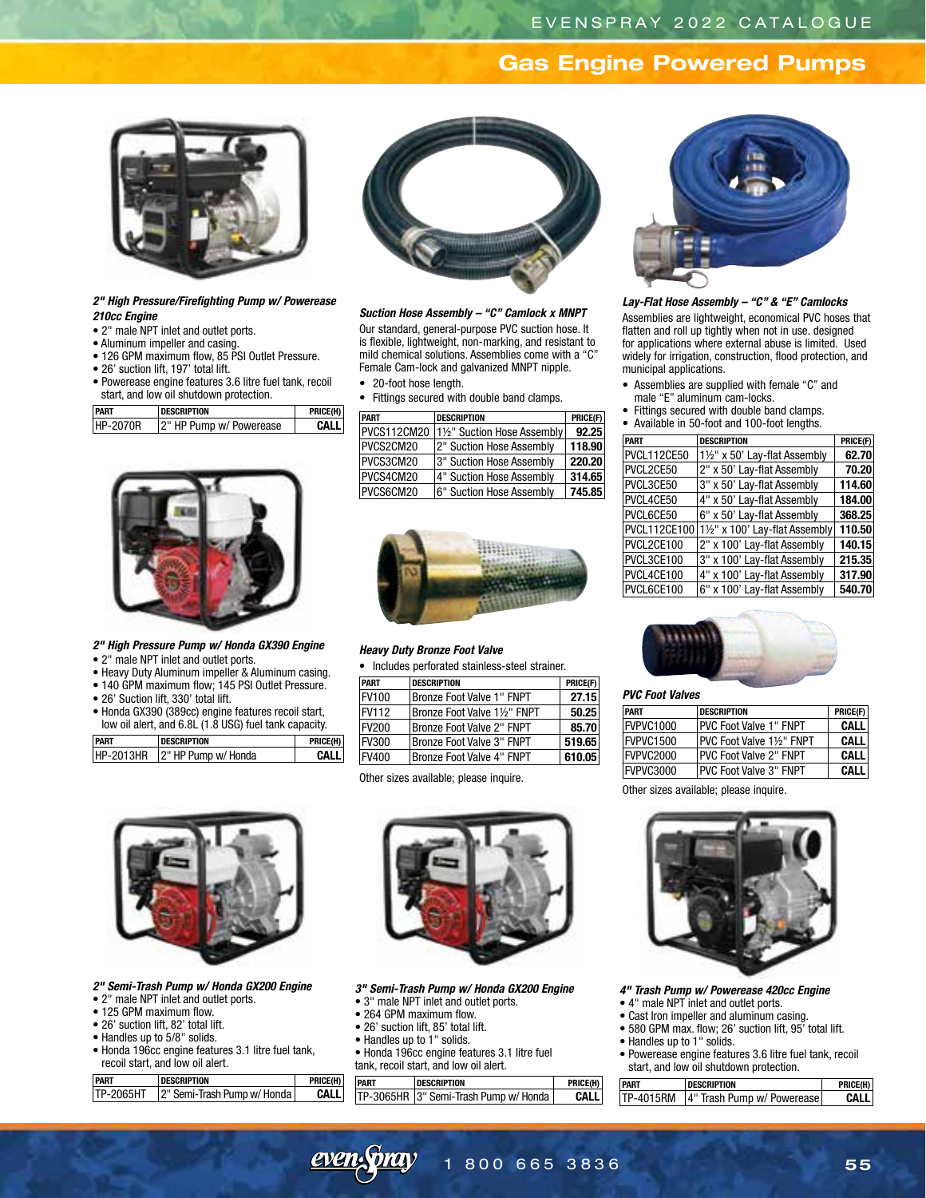## Gas Engine Powered Pumps

### *2" High Pressure/Firefighting Pump w/ Powerease 210cc Engine*

- 2" male NPT inlet and outlet ports.
- Aluminum impeller and casing.
- 126 GPM maximum flow, 85 PSI Outlet Pressure.
- 26' suction lift, 197' total lift.
- Powerease engine features 3.6 litre fuel tank, recoil start, and low oil shutdown protection.

| PART | DESCRIPTION | PRICE(H) |
|---|---|---|
| HP-2070R | 2" HP Pump w/ Powerease | CALL |

### *2" High Pressure Pump w/ Honda GX390 Engine*

- 2" male NPT inlet and outlet ports.
- Heavy Duty Aluminum impeller & Aluminum casing.
- 140 GPM maximum flow; 145 PSI Outlet Pressure.
- 26' Suction lift, 330' total lift.
- Honda GX390 (389cc) engine features recoil start, low oil alert, and 6.8L (1.8 USG) fuel tank capacity.

| PART | DESCRIPTION | PRICE(H) |
|---|---|---|
| HP-2013HR | 2" HP Pump w/ Honda | CALL |

### *Suction Hose Assembly – "C" Camlock x MNPT*

Our standard, general-purpose PVC suction hose. It is flexible, lightweight, non-marking, and resistant to mild chemical solutions. Assemblies come with a "C" Female Cam-lock and galvanized MNPT nipple.

- 20-foot hose length.
- Fittings secured with double band clamps.

| PART | DESCRIPTION | PRICE(F) |
|---|---|---|
| PVCS112CM20 | 1½" Suction Hose Assembly | 92.25 |
| PVCS2CM20 | 2" Suction Hose Assembly | 118.90 |
| PVCS3CM20 | 3" Suction Hose Assembly | 220.20 |
| PVCS4CM20 | 4" Suction Hose Assembly | 314.65 |
| PVCS6CM20 | 6" Suction Hose Assembly | 745.85 |

### *Heavy Duty Bronze Foot Valve*

- Includes perforated stainless-steel strainer.

| PART | DESCRIPTION | PRICE(F) |
|---|---|---|
| FV100 | Bronze Foot Valve 1" FNPT | 27.15 |
| FV112 | Bronze Foot Valve 1½" FNPT | 50.25 |
| FV200 | Bronze Foot Valve 2" FNPT | 85.70 |
| FV300 | Bronze Foot Valve 3" FNPT | 519.65 |
| FV400 | Bronze Foot Valve 4" FNPT | 610.05 |

Other sizes available; please inquire.

### *Lay-Flat Hose Assembly – "C" & "E" Camlocks*

Assemblies are lightweight, economical PVC hoses that flatten and roll up tightly when not in use. designed for applications where external abuse is limited. Used widely for irrigation, construction, flood protection, and municipal applications.

- Assemblies are supplied with female "C" and male "E" aluminum cam-locks.
- Fittings secured with double band clamps.
- Available in 50-foot and 100-foot lengths.

| PART | DESCRIPTION | PRICE(F) |
|---|---|---|
| PVCL112CE50 | 1½" x 50' Lay-flat Assembly | 62.70 |
| PVCL2CE50 | 2" x 50' Lay-flat Assembly | 70.20 |
| PVCL3CE50 | 3" x 50' Lay-flat Assembly | 114.60 |
| PVCL4CE50 | 4" x 50' Lay-flat Assembly | 184.00 |
| PVCL6CE50 | 6" x 50' Lay-flat Assembly | 368.25 |
| PVCL112CE100 | 1½" x 100' Lay-flat Assembly | 110.50 |
| PVCL2CE100 | 2" x 100' Lay-flat Assembly | 140.15 |
| PVCL3CE100 | 3" x 100' Lay-flat Assembly | 215.35 |
| PVCL4CE100 | 4" x 100' Lay-flat Assembly | 317.90 |
| PVCL6CE100 | 6" x 100' Lay-flat Assembly | 540.70 |

### *PVC Foot Valves*

| PART | DESCRIPTION | PRICE(F) |
|---|---|---|
| FVPVC1000 | PVC Foot Valve 1" FNPT | CALL |
| FVPVC1500 | PVC Foot Valve 1½" FNPT | CALL |
| FVPVC2000 | PVC Foot Valve 2" FNPT | CALL |
| FVPVC3000 | PVC Foot Valve 3" FNPT | CALL |

Other sizes available; please inquire.

### *2" Semi-Trash Pump w/ Honda GX200 Engine*

- 2" male NPT inlet and outlet ports.
- 125 GPM maximum flow.
- 26' suction lift, 82' total lift.
- Handles up to 5/8" solids.
- Honda 196cc engine features 3.1 litre fuel tank, recoil start, and low oil alert.

| PART | DESCRIPTION | PRICE(H) |
|---|---|---|
| TP-2065HT | 2" Semi-Trash Pump w/ Honda | CALL |

### *3" Semi-Trash Pump w/ Honda GX200 Engine*

- 3" male NPT inlet and outlet ports.
- 264 GPM maximum flow.
- 26' suction lift, 85' total lift.
- Handles up to 1" solids.
- Honda 196cc engine features 3.1 litre fuel tank, recoil start, and low oil alert.

| PART | DESCRIPTION | PRICE(H) |
|---|---|---|
| TP-3065HR | 3" Semi-Trash Pump w/ Honda | CALL |

### *4" Trash Pump w/ Powerease 420cc Engine*

- 4" male NPT inlet and outlet ports.
- Cast Iron impeller and aluminum casing.
- 580 GPM max. flow; 26' suction lift, 95' total lift.
- Handles up to 1" solids.
- Powerease engine features 3.6 litre fuel tank, recoil start, and low oil shutdown protection.

| PART | DESCRIPTION | PRICE(H) |
|---|---|---|
| TP-4015RM | 4" Trash Pump w/ Powerease | CALL |

1 800 665 3836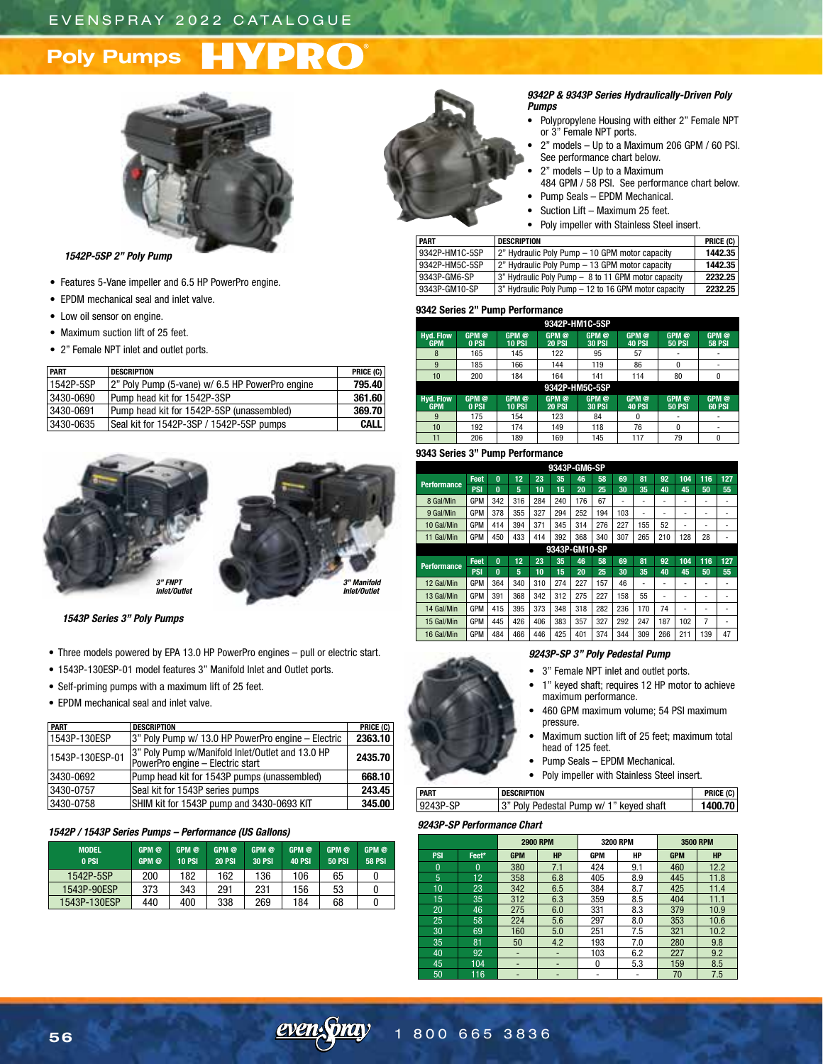# Poly Pumps HYPRO

*1542P-5SP 2" Poly Pump*

- Features 5-Vane impeller and 6.5 HP PowerPro engine.
- EPDM mechanical seal and inlet valve.
- Low oil sensor on engine.
- Maximum suction lift of 25 feet.
- 2" Female NPT inlet and outlet ports.

| PART | DESCRIPTION | PRICE (C) |
|---|---|---|
| 1542P-5SP | 2" Poly Pump (5-vane) w/ 6.5 HP PowerPro engine | **795.40** |
| 3430-0690 | Pump head kit for 1542P-3SP | **361.60** |
| 3430-0691 | Pump head kit for 1542P-5SP (unassembled) | **369.70** |
| 3430-0635 | Seal kit for 1542P-3SP / 1542P-5SP pumps | **CALL** |

*3" FNPT Inlet/Outlet*

*3" Manifold Inlet/Outlet*

*1543P Series 3" Poly Pumps*

- Three models powered by EPA 13.0 HP PowerPro engines – pull or electric start.
- 1543P-130ESP-01 model features 3" Manifold Inlet and Outlet ports.
- Self-priming pumps with a maximum lift of 25 feet.
- EPDM mechanical seal and inlet valve.

| PART | DESCRIPTION | PRICE (C) |
|---|---|---|
| 1543P-130ESP | 3" Poly Pump w/ 13.0 HP PowerPro engine – Electric | **2363.10** |
| 1543P-130ESP-01 | 3" Poly Pump w/Manifold Inlet/Outlet and 13.0 HP PowerPro engine – Electric start | **2435.70** |
| 3430-0692 | Pump head kit for 1543P pumps (unassembled) | **668.10** |
| 3430-0757 | Seal kit for 1543P series pumps | **243.45** |
| 3430-0758 | SHIM kit for 1543P pump and 3430-0693 KIT | **345.00** |

*1542P / 1543P Series Pumps – Performance (US Gallons)*

| MODEL | GPM @ 0 PSI | GPM @ 10 PSI | GPM @ 20 PSI | GPM @ 30 PSI | GPM @ 40 PSI | GPM @ 50 PSI | GPM @ 58 PSI |
|---|---|---|---|---|---|---|---|
| 1542P-5SP | 200 | 182 | 162 | 136 | 106 | 65 | 0 |
| 1543P-90ESP | 373 | 343 | 291 | 231 | 156 | 53 | 0 |
| 1543P-130ESP | 440 | 400 | 338 | 269 | 184 | 68 | 0 |

### *9342P & 9343P Series Hydraulically-Driven Poly Pumps*

- Polypropylene Housing with either 2" Female NPT or 3" Female NPT ports.
- 2" models – Up to a Maximum 206 GPM / 60 PSI. See performance chart below.
- 2" models – Up to a Maximum 484 GPM / 58 PSI. See performance chart below.
- Pump Seals – EPDM Mechanical.
- Suction Lift – Maximum 25 feet.
- Poly impeller with Stainless Steel insert.

| PART | DESCRIPTION | PRICE (C) |
|---|---|---|
| 9342P-HM1C-5SP | 2" Hydraulic Poly Pump – 10 GPM motor capacity | **1442.35** |
| 9342P-HM5C-5SP | 2" Hydraulic Poly Pump – 13 GPM motor capacity | **1442.35** |
| 9343P-GM6-SP | 3" Hydraulic Poly Pump – 8 to 11 GPM motor capacity | **2232.25** |
| 9343P-GM10-SP | 3" Hydraulic Poly Pump – 12 to 16 GPM motor capacity | **2232.25** |

**9342 Series 2" Pump Performance**

| 9342P-HM1C-5SP | | | | | | | |
|---|---|---|---|---|---|---|---|
| Hyd. Flow GPM | GPM @ 0 PSI | GPM @ 10 PSI | GPM @ 20 PSI | GPM @ 30 PSI | GPM @ 40 PSI | GPM @ 50 PSI | GPM @ 58 PSI |
| 8 | 165 | 145 | 122 | 95 | 57 | - | - |
| 9 | 185 | 166 | 144 | 119 | 86 | 0 | - |
| 10 | 200 | 184 | 164 | 141 | 114 | 80 | 0 |
| **9342P-HM5C-5SP** | | | | | | | |
| Hyd. Flow GPM | GPM @ 0 PSI | GPM @ 10 PSI | GPM @ 20 PSI | GPM @ 30 PSI | GPM @ 40 PSI | GPM @ 50 PSI | GPM @ 60 PSI |
| 9 | 175 | 154 | 123 | 84 | 0 | - | - |
| 10 | 192 | 174 | 149 | 118 | 76 | 0 | - |
| 11 | 206 | 189 | 169 | 145 | 117 | 79 | 0 |

**9343 Series 3" Pump Performance**

| 9343P-GM6-SP | | | | | | | | | | | | | |
|---|---|---|---|---|---|---|---|---|---|---|---|---|---|
| Performance | Feet | 0 | 12 | 23 | 35 | 46 | 58 | 69 | 81 | 92 | 104 | 116 | 127 |
| | PSI | 0 | 5 | 10 | 15 | 20 | 25 | 30 | 35 | 40 | 45 | 50 | 55 |
| 8 Gal/Min | GPM | 342 | 316 | 284 | 240 | 176 | 67 | - | - | - | - | - | - |
| 9 Gal/Min | GPM | 378 | 355 | 327 | 294 | 252 | 194 | 103 | - | - | - | - | - |
| 10 Gal/Min | GPM | 414 | 394 | 371 | 345 | 314 | 276 | 227 | 155 | 52 | - | - | - |
| 11 Gal/Min | GPM | 450 | 433 | 414 | 392 | 368 | 340 | 307 | 265 | 210 | 128 | 28 | - |
| **9343P-GM10-SP** | | | | | | | | | | | | | |
| Performance | Feet | 0 | 12 | 23 | 35 | 46 | 58 | 69 | 81 | 92 | 104 | 116 | 127 |
| | PSI | 0 | 5 | 10 | 15 | 20 | 25 | 30 | 35 | 40 | 45 | 50 | 55 |
| 12 Gal/Min | GPM | 364 | 340 | 310 | 274 | 227 | 157 | 46 | - | - | - | - | - |
| 13 Gal/Min | GPM | 391 | 368 | 342 | 312 | 275 | 227 | 158 | 55 | - | - | - | - |
| 14 Gal/Min | GPM | 415 | 395 | 373 | 348 | 318 | 282 | 236 | 170 | 74 | - | - | - |
| 15 Gal/Min | GPM | 445 | 426 | 406 | 383 | 357 | 327 | 292 | 247 | 187 | 102 | 7 | - |
| 16 Gal/Min | GPM | 484 | 466 | 446 | 425 | 401 | 374 | 344 | 309 | 266 | 211 | 139 | 47 |

### *9243P-SP 3" Poly Pedestal Pump*

- 3" Female NPT inlet and outlet ports.
- 1" keyed shaft; requires 12 HP motor to achieve maximum performance.
- 460 GPM maximum volume; 54 PSI maximum pressure.
- Maximum suction lift of 25 feet; maximum total head of 125 feet.
- Pump Seals – EPDM Mechanical.
- Poly impeller with Stainless Steel insert.

| PART | DESCRIPTION | PRICE (C) |
|---|---|---|
| 9243P-SP | 3" Poly Pedestal Pump w/ 1" keyed shaft | **1400.70** |

*9243P-SP Performance Chart*

| | | 2900 RPM | | 3200 RPM | | 3500 RPM | |
|---|---|---|---|---|---|---|---|
| PSI | Feet* | GPM | HP | GPM | HP | GPM | HP |
| 0 | 0 | 380 | 7.1 | 424 | 9.1 | 460 | 12.2 |
| 5 | 12 | 358 | 6.8 | 405 | 8.9 | 445 | 11.8 |
| 10 | 23 | 342 | 6.5 | 384 | 8.7 | 425 | 11.4 |
| 15 | 35 | 312 | 6.3 | 359 | 8.5 | 404 | 11.1 |
| 20 | 46 | 275 | 6.0 | 331 | 8.3 | 379 | 10.9 |
| 25 | 58 | 224 | 5.6 | 297 | 8.0 | 353 | 10.6 |
| 30 | 69 | 160 | 5.0 | 251 | 7.5 | 321 | 10.2 |
| 35 | 81 | 50 | 4.2 | 193 | 7.0 | 280 | 9.8 |
| 40 | 92 | - | - | 103 | 6.2 | 227 | 9.2 |
| 45 | 104 | - | - | 0 | 5.3 | 159 | 8.5 |
| 50 | 116 | - | - | - | - | 70 | 7.5 |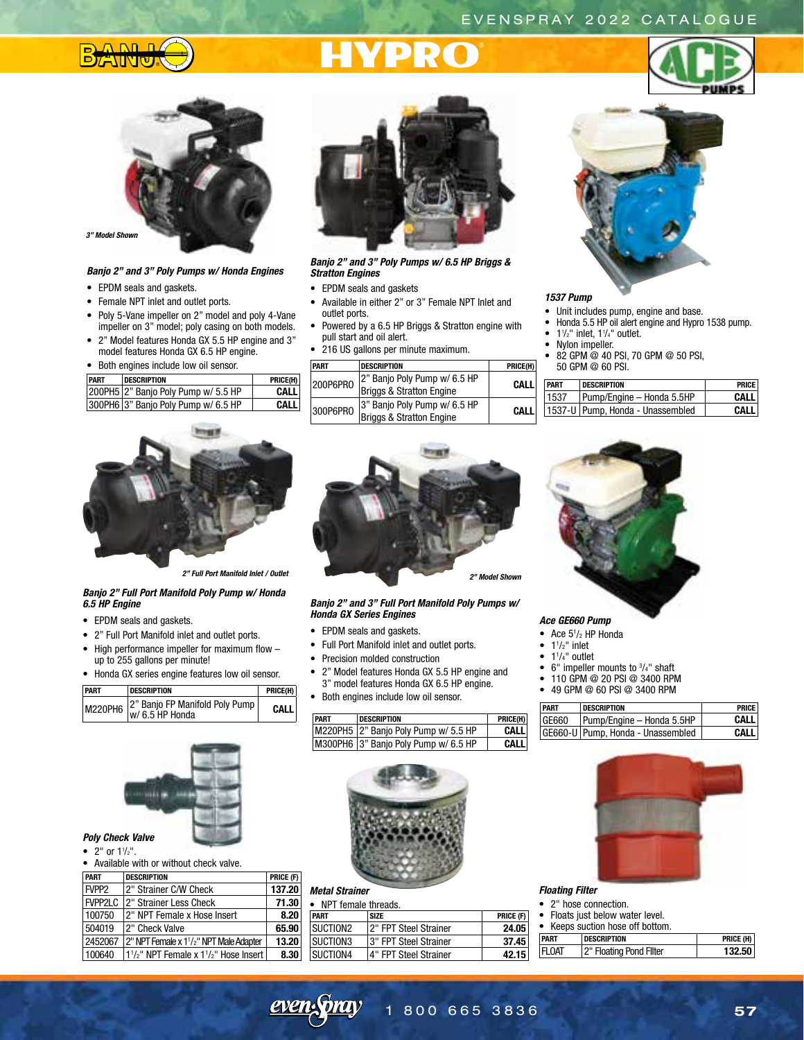*3" Model Shown*

### Banjo 2" and 3" Poly Pumps w/ Honda Engines

- EPDM seals and gaskets.
- Female NPT inlet and outlet ports.
- Poly 5-Vane impeller on 2" model and poly 4-Vane impeller on 3" model; poly casing on both models.
- 2" Model features Honda GX 5.5 HP engine and 3" model features Honda GX 6.5 HP engine.
- Both engines include low oil sensor.

| PART | DESCRIPTION | PRICE(H) |
|---|---|---|
| 200PH5 | 2" Banjo Poly Pump w/ 5.5 HP | CALL |
| 300PH6 | 3" Banjo Poly Pump w/ 6.5 HP | CALL |

### Banjo 2" and 3" Poly Pumps w/ 6.5 HP Briggs & Stratton Engines

- EPDM seals and gaskets
- Available in either 2" or 3" Female NPT Inlet and outlet ports.
- Powered by a 6.5 HP Briggs & Stratton engine with pull start and oil alert.
- 216 US gallons per minute maximum.

| PART | DESCRIPTION | PRICE(H) |
|---|---|---|
| 200P6PRO | 2" Banjo Poly Pump w/ 6.5 HP Briggs & Stratton Engine | CALL |
| 300P6PRO | 3" Banjo Poly Pump w/ 6.5 HP Briggs & Stratton Engine | CALL |

### 1537 Pump

- Unit includes pump, engine and base.
- Honda 5.5 HP oil alert engine and Hypro 1538 pump.
- 1½" inlet, 1¼" outlet.
- Nylon impeller.
- 82 GPM @ 40 PSI, 70 GPM @ 50 PSI, 50 GPM @ 60 PSI.

| PART | DESCRIPTION | PRICE |
|---|---|---|
| 1537 | Pump/Engine – Honda 5.5HP | CALL |
| 1537-U | Pump, Honda - Unassembled | CALL |

*2" Full Port Manifold Inlet / Outlet*

### Banjo 2" Full Port Manifold Poly Pump w/ Honda 6.5 HP Engine

- EPDM seals and gaskets.
- 2" Full Port Manifold inlet and outlet ports.
- High performance impeller for maximum flow – up to 255 gallons per minute!
- Honda GX series engine features low oil sensor.

| PART | DESCRIPTION | PRICE(H) |
|---|---|---|
| M220PH6 | 2" Banjo FP Manifold Poly Pump w/ 6.5 HP Honda | CALL |

*2" Model Shown*

### Banjo 2" and 3" Full Port Manifold Poly Pumps w/ Honda GX Series Engines

- EPDM seals and gaskets.
- Full Port Manifold inlet and outlet ports.
- Precision molded construction
- 2" Model features Honda GX 5.5 HP engine and 3" model features Honda GX 6.5 HP engine.
- Both engines include low oil sensor.

| PART | DESCRIPTION | PRICE(H) |
|---|---|---|
| M220PH5 | 2" Banjo Poly Pump w/ 5.5 HP | CALL |
| M300PH6 | 3" Banjo Poly Pump w/ 6.5 HP | CALL |

### Ace GE660 Pump

- Ace 5½ HP Honda
- 1½" inlet
- 1¼" outlet
- 6" impeller mounts to ¾" shaft
- 110 GPM @ 20 PSI @ 3400 RPM
- 49 GPM @ 60 PSI @ 3400 RPM

| PART | DESCRIPTION | PRICE |
|---|---|---|
| GE660 | Pump/Engine – Honda 5.5HP | CALL |
| GE660-U | Pump, Honda - Unassembled | CALL |

### Poly Check Valve

- 2" or 1½".
- Available with or without check valve.

| PART | DESCRIPTION | PRICE (F) |
|---|---|---|
| FVPP2 | 2" Strainer C/W Check | 137.20 |
| FVPP2LC | 2" Strainer Less Check | 71.30 |
| 100750 | 2" NPT Female x Hose Insert | 8.20 |
| 504019 | 2" Check Valve | 65.90 |
| 2452067 | 2" NPT Female x 1½" NPT Male Adapter | 13.20 |
| 100640 | 1½" NPT Female x 1½" Hose Insert | 8.30 |

### Metal Strainer

- NPT female threads.

| PART | SIZE | PRICE (F) |
|---|---|---|
| SUCTION2 | 2" FPT Steel Strainer | 24.05 |
| SUCTION3 | 3" FPT Steel Strainer | 37.45 |
| SUCTION4 | 4" FPT Steel Strainer | 42.15 |

### Floating Filter

- 2" hose connection.
- Floats just below water level.
- Keeps suction hose off bottom.

| PART | DESCRIPTION | PRICE (H) |
|---|---|---|
| FLOAT | 2" Floating Pond Filter | 132.50 |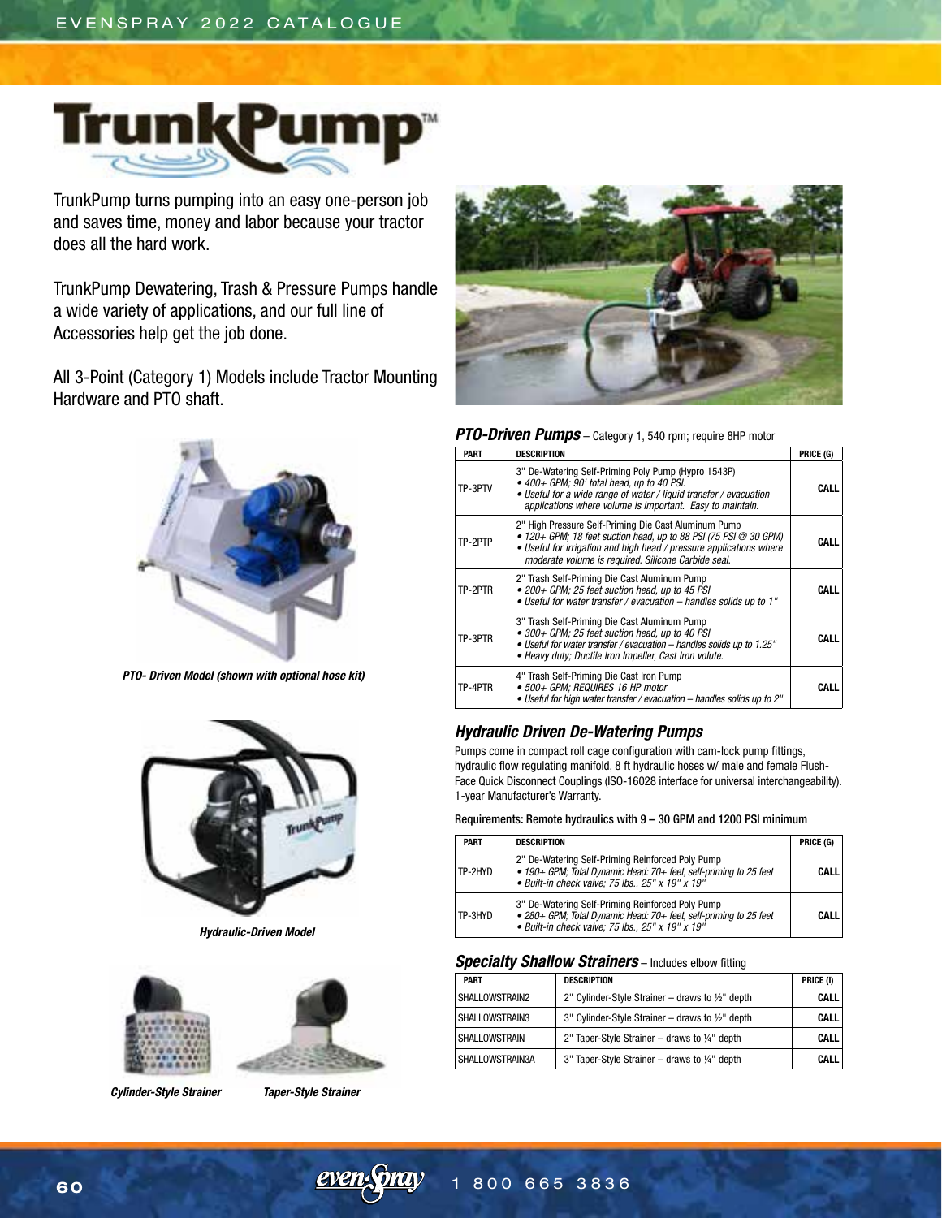# TrunkPump™

TrunkPump turns pumping into an easy one-person job and saves time, money and labor because your tractor does all the hard work.

TrunkPump Dewatering, Trash & Pressure Pumps handle a wide variety of applications, and our full line of Accessories help get the job done.

All 3-Point (Category 1) Models include Tractor Mounting Hardware and PTO shaft.

***PTO- Driven Model (shown with optional hose kit)***

***Hydraulic-Driven Model***

***Cylinder-Style Strainer*** ***Taper-Style Strainer***

## *PTO-Driven Pumps* – Category 1, 540 rpm; require 8HP motor

| PART | DESCRIPTION | PRICE (G) |
|---|---|---|
| TP-3PTV | 3" De-Watering Self-Priming Poly Pump (Hypro 1543P)<br>*• 400+ GPM; 90' total head, up to 40 PSI.*<br>*• Useful for a wide range of water / liquid transfer / evacuation applications where volume is important. Easy to maintain.* | **CALL** |
| TP-2PTP | 2" High Pressure Self-Priming Die Cast Aluminum Pump<br>*• 120+ GPM; 18 feet suction head, up to 88 PSI (75 PSI @ 30 GPM)*<br>*• Useful for irrigation and high head / pressure applications where moderate volume is required. Silicone Carbide seal.* | **CALL** |
| TP-2PTR | 2" Trash Self-Priming Die Cast Aluminum Pump<br>*• 200+ GPM; 25 feet suction head, up to 45 PSI*<br>*• Useful for water transfer / evacuation – handles solids up to 1"* | **CALL** |
| TP-3PTR | 3" Trash Self-Priming Die Cast Aluminum Pump<br>*• 300+ GPM; 25 feet suction head, up to 40 PSI*<br>*• Useful for water transfer / evacuation – handles solids up to 1.25"*<br>*• Heavy duty; Ductile Iron Impeller, Cast Iron volute.* | **CALL** |
| TP-4PTR | 4" Trash Self-Priming Die Cast Iron Pump<br>*• 500+ GPM; REQUIRES 16 HP motor*<br>*• Useful for high water transfer / evacuation – handles solids up to 2"* | **CALL** |

## *Hydraulic Driven De-Watering Pumps*

Pumps come in compact roll cage configuration with cam-lock pump fittings, hydraulic flow regulating manifold, 8 ft hydraulic hoses w/ male and female Flush-Face Quick Disconnect Couplings (ISO-16028 interface for universal interchangeability). 1-year Manufacturer's Warranty.

Requirements: Remote hydraulics with 9 – 30 GPM and 1200 PSI minimum

| PART | DESCRIPTION | PRICE (G) |
|---|---|---|
| TP-2HYD | 2" De-Watering Self-Priming Reinforced Poly Pump<br>*• 190+ GPM; Total Dynamic Head: 70+ feet, self-priming to 25 feet*<br>*• Built-in check valve; 75 lbs., 25" x 19" x 19"* | **CALL** |
| TP-3HYD | 3" De-Watering Self-Priming Reinforced Poly Pump<br>*• 280+ GPM; Total Dynamic Head: 70+ feet, self-priming to 25 feet*<br>*• Built-in check valve; 75 lbs., 25" x 19" x 19"* | **CALL** |

## *Specialty Shallow Strainers* – Includes elbow fitting

| PART | DESCRIPTION | PRICE (I) |
|---|---|---|
| SHALLOWSTRAIN2 | 2" Cylinder-Style Strainer – draws to ½" depth | **CALL** |
| SHALLOWSTRAIN3 | 3" Cylinder-Style Strainer – draws to ½" depth | **CALL** |
| SHALLOWSTRAIN | 2" Taper-Style Strainer – draws to ¼" depth | **CALL** |
| SHALLOWSTRAIN3A | 3" Taper-Style Strainer – draws to ¼" depth | **CALL** |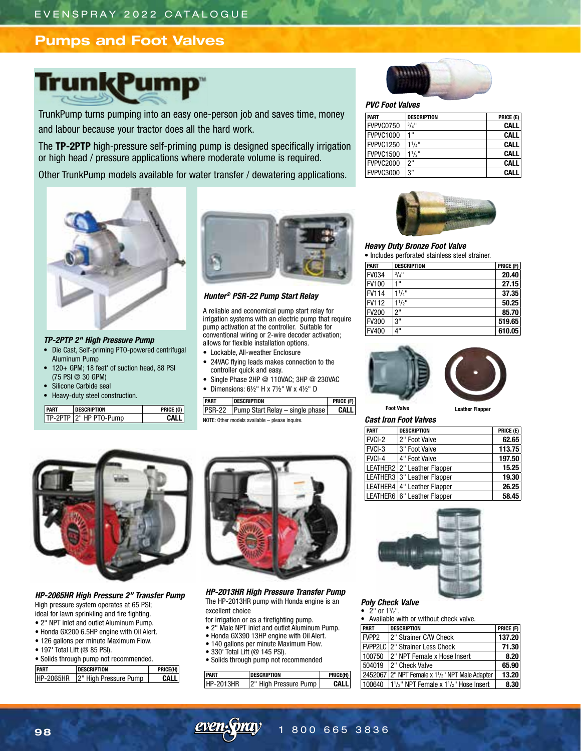## Pumps and Foot Valves

# TrunkPump™

TrunkPump turns pumping into an easy one-person job and saves time, money and labour because your tractor does all the hard work.

The **TP-2PTP** high-pressure self-priming pump is designed specifically irrigation or high head / pressure applications where moderate volume is required.

Other TrunkPump models available for water transfer / dewatering applications.

### *TP-2PTP 2" High Pressure Pump*

- Die Cast, Self-priming PTO-powered centrifugal Aluminum Pump
- 120+ GPM; 18 feet' of suction head, 88 PSI (75 PSI @ 30 GPM)
- Silicone Carbide seal
- Heavy-duty steel construction.

| PART | DESCRIPTION | PRICE (G) |
|---|---|---|
| TP-2PTP | 2" HP PTO-Pump | **CALL** |

### *Hunter® PSR-22 Pump Start Relay*

A reliable and economical pump start relay for irrigation systems with an electric pump that require pump activation at the controller. Suitable for conventional wiring or 2-wire decoder activation; allows for flexible installation options.

- Lockable, All-weather Enclosure
- 24VAC flying leads makes connection to the controller quick and easy.
- Single Phase 2HP @ 110VAC; 3HP @ 230VAC
- Dimensions: 6½" H x 7½" W x 4½" D

| PART | DESCRIPTION | PRICE (F) |
|---|---|---|
| PSR-22 | Pump Start Relay – single phase | **CALL** |

NOTE: Other models available – please inquire.

### *HP-2065HR High Pressure 2" Transfer Pump*

High pressure system operates at 65 PSI; ideal for lawn sprinkling and fire fighting.

- 2" NPT inlet and outlet Aluminum Pump.
- Honda GX200 6.5HP engine with Oil Alert.
- 126 gallons per minute Maximum Flow.
- 197' Total Lift (@ 85 PSI).
- Solids through pump not recommended.

| PART | DESCRIPTION | PRICE(H) |
|---|---|---|
| HP-2065HR | 2" High Pressure Pump | **CALL** |

### *HP-2013HR High Pressure Transfer Pump*

The HP-2013HR pump with Honda engine is an excellent choice for irrigation or as a firefighting pump.

- 2" Male NPT inlet and outlet Aluminum Pump.
- Honda GX390 13HP engine with Oil Alert.
- 140 gallons per minute Maximum Flow.
- 330' Total Lift (@ 145 PSI).
- Solids through pump not recommended

| PART | DESCRIPTION | PRICE(H) |
|---|---|---|
| HP-2013HR | 2" High Pressure Pump | **CALL** |

### *PVC Foot Valves*

| PART | DESCRIPTION | PRICE (E) |
|---|---|---|
| FVPVC0750 | ¾" | **CALL** |
| FVPVC1000 | 1" | **CALL** |
| FVPVC1250 | 1¼" | **CALL** |
| FVPVC1500 | 1½" | **CALL** |
| FVPVC2000 | 2" | **CALL** |
| FVPVC3000 | 3" | **CALL** |

### *Heavy Duty Bronze Foot Valve*

- Includes perforated stainless steel strainer.

| PART | DESCRIPTION | PRICE (F) |
|---|---|---|
| FV034 | ¾" | **20.40** |
| FV100 | 1" | **27.15** |
| FV114 | 1¼" | **37.35** |
| FV112 | 1½" | **50.25** |
| FV200 | 2" | **85.70** |
| FV300 | 3" | **519.65** |
| FV400 | 4" | **610.05** |

Foot Valve

Leather Flapper

### *Cast Iron Foot Valves*

| PART | DESCRIPTION | PRICE (E) |
|---|---|---|
| FVCI-2 | 2" Foot Valve | **62.65** |
| FVCI-3 | 3" Foot Valve | **113.75** |
| FVCI-4 | 4" Foot Valve | **197.50** |
| LEATHER2 | 2" Leather Flapper | **15.25** |
| LEATHER3 | 3" Leather Flapper | **19.30** |
| LEATHER4 | 4" Leather Flapper | **26.25** |
| LEATHER6 | 6" Leather Flapper | **58.45** |

### *Poly Check Valve*

- 2" or 1½".
- Available with or without check valve.

| PART | DESCRIPTION | PRICE (F) |
|---|---|---|
| FVPP2 | 2" Strainer C/W Check | **137.20** |
| FVPP2LC | 2" Strainer Less Check | **71.30** |
| 100750 | 2" NPT Female x Hose Insert | **8.20** |
| 504019 | 2" Check Valve | **65.90** |
| 2452067 | 2" NPT Female x 1½" NPT Male Adapter | **13.20** |
| 100640 | 1½" NPT Female x 1½" Hose Insert | **8.30** |